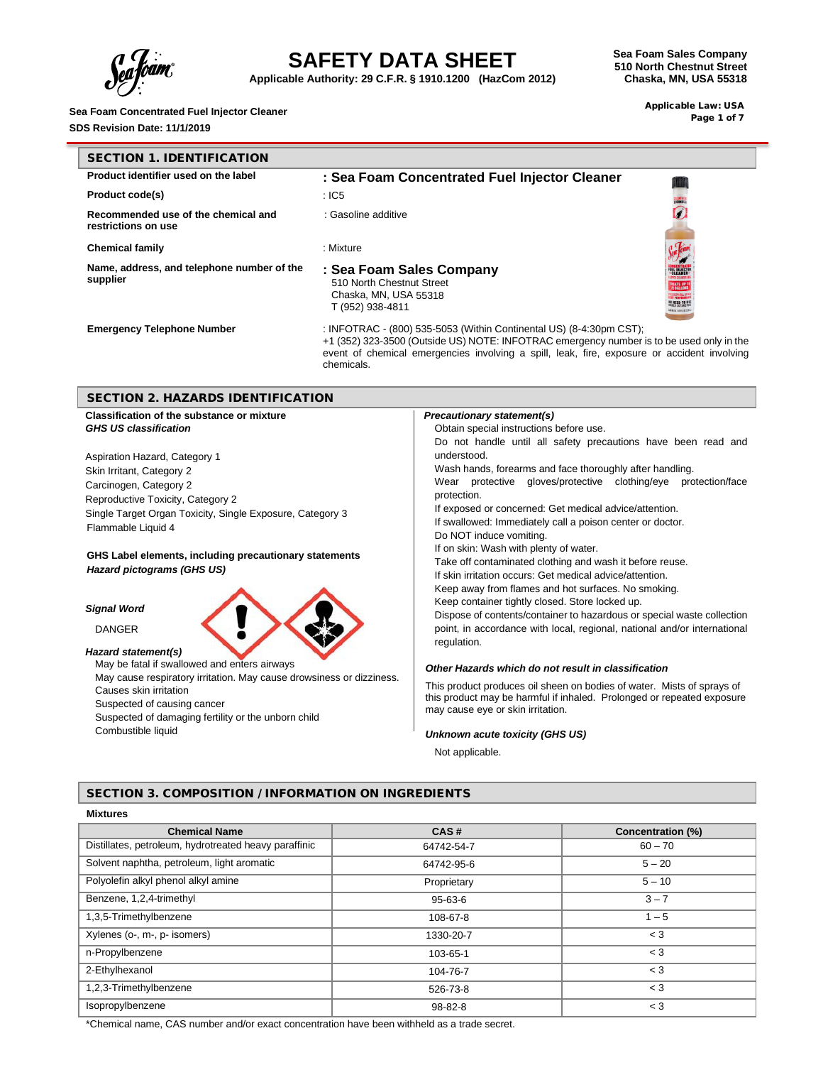# SAFETY DATA SHEET

**Applicable Authority: 29 C.F.R. § 1910.1200 (HazCom 2012)**

**Sea Foam Sales Company**
**510 North Chestnut Street**
**Chaska, MN, USA 55318**

**Sea Foam Concentrated Fuel Injector Cleaner**
**SDS Revision Date: 11/1/2019**

**Applicable Law: USA**

## SECTION 1. IDENTIFICATION

| | |
|---|---|
| **Product identifier used on the label** | **: Sea Foam Concentrated Fuel Injector Cleaner** |
| **Product code(s)** | : IC5 |
| **Recommended use of the chemical and restrictions on use** | : Gasoline additive |
| **Chemical family** | : Mixture |
| **Name, address, and telephone number of the supplier** | **: Sea Foam Sales Company**<br>510 North Chestnut Street<br>Chaska, MN, USA 55318<br>T (952) 938-4811 |
| **Emergency Telephone Number** | : INFOTRAC - (800) 535-5053 (Within Continental US) (8-4:30pm CST); +1 (352) 323-3500 (Outside US) NOTE: INFOTRAC emergency number is to be used only in the event of chemical emergencies involving a spill, leak, fire, exposure or accident involving chemicals. |

## SECTION 2. HAZARDS IDENTIFICATION

**Classification of the substance or mixture**
***GHS US classification***

Aspiration Hazard, Category 1
Skin Irritant, Category 2
Carcinogen, Category 2
Reproductive Toxicity, Category 2
Single Target Organ Toxicity, Single Exposure, Category 3
Flammable Liquid 4

**GHS Label elements, including precautionary statements**
***Hazard pictograms (GHS US)***

***Signal Word***

DANGER

***Hazard statement(s)***

May be fatal if swallowed and enters airways
May cause respiratory irritation. May cause drowsiness or dizziness.
Causes skin irritation
Suspected of causing cancer
Suspected of damaging fertility or the unborn child
Combustible liquid

***Precautionary statement(s)***

Obtain special instructions before use.
Do not handle until all safety precautions have been read and understood.
Wash hands, forearms and face thoroughly after handling.
Wear protective gloves/protective clothing/eye protection/face protection.
If exposed or concerned: Get medical advice/attention.
If swallowed: Immediately call a poison center or doctor.
Do NOT induce vomiting.
If on skin: Wash with plenty of water.
Take off contaminated clothing and wash it before reuse.
If skin irritation occurs: Get medical advice/attention.
Keep away from flames and hot surfaces. No smoking.
Keep container tightly closed. Store locked up.
Dispose of contents/container to hazardous or special waste collection point, in accordance with local, regional, national and/or international regulation.

***Other Hazards which do not result in classification***

This product produces oil sheen on bodies of water. Mists of sprays of this product may be harmful if inhaled. Prolonged or repeated exposure may cause eye or skin irritation.

***Unknown acute toxicity (GHS US)***

Not applicable.

## SECTION 3. COMPOSITION / INFORMATION ON INGREDIENTS

**Mixtures**

| Chemical Name | CAS # | Concentration (%) |
|---|---|---|
| Distillates, petroleum, hydrotreated heavy paraffinic | 64742-54-7 | 60 – 70 |
| Solvent naphtha, petroleum, light aromatic | 64742-95-6 | 5 – 20 |
| Polyolefin alkyl phenol alkyl amine | Proprietary | 5 – 10 |
| Benzene, 1,2,4-trimethyl | 95-63-6 | 3 – 7 |
| 1,3,5-Trimethylbenzene | 108-67-8 | 1 – 5 |
| Xylenes (o-, m-, p- isomers) | 1330-20-7 | < 3 |
| n-Propylbenzene | 103-65-1 | < 3 |
| 2-Ethylhexanol | 104-76-7 | < 3 |
| 1,2,3-Trimethylbenzene | 526-73-8 | < 3 |
| Isopropylbenzene | 98-82-8 | < 3 |

*Chemical name, CAS number and/or exact concentration have been withheld as a trade secret.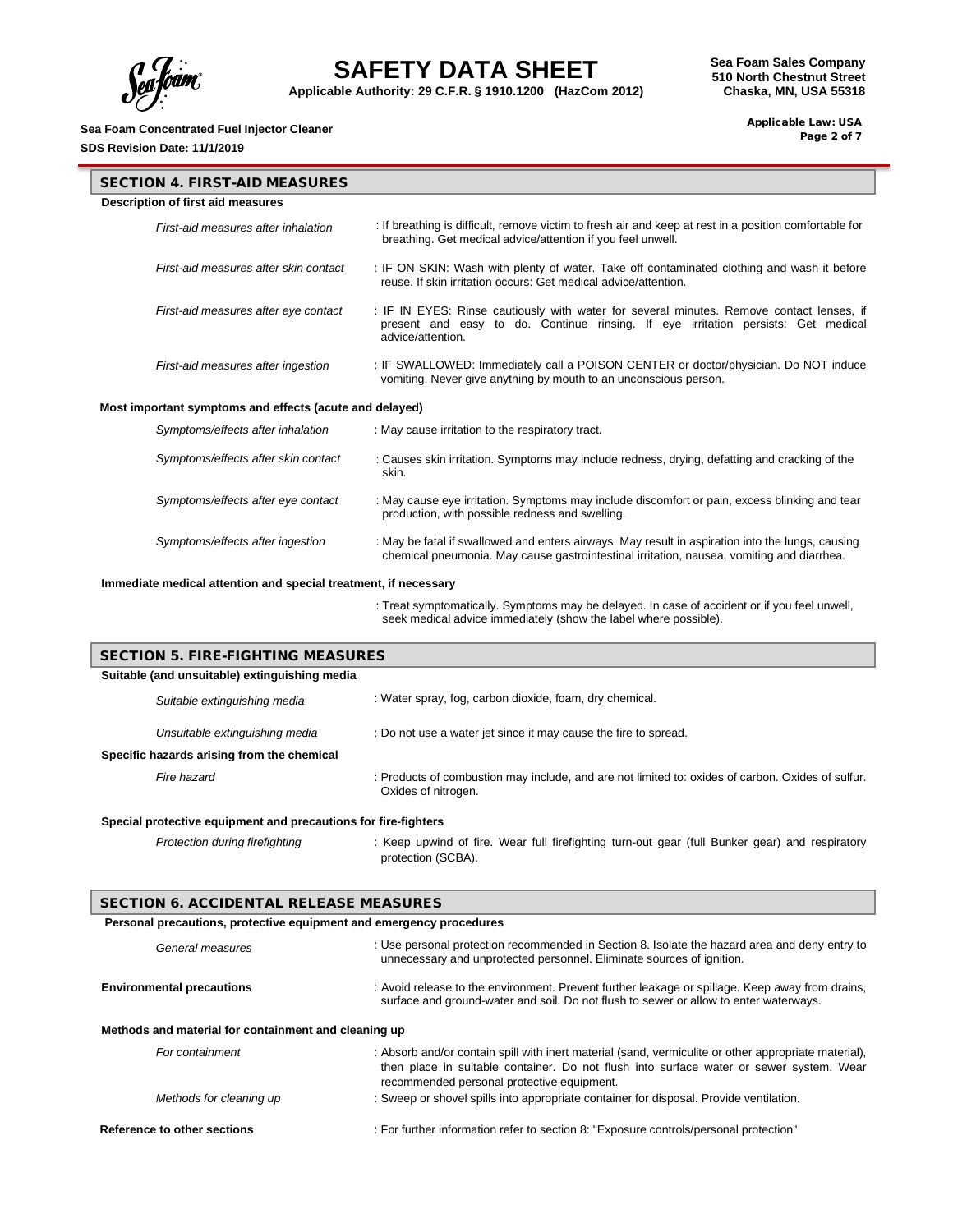## SECTION 4. FIRST-AID MEASURES

**Description of first aid measures**

| | |
|---|---|
| *First-aid measures after inhalation* | : If breathing is difficult, remove victim to fresh air and keep at rest in a position comfortable for breathing. Get medical advice/attention if you feel unwell. |
| *First-aid measures after skin contact* | : IF ON SKIN: Wash with plenty of water. Take off contaminated clothing and wash it before reuse. If skin irritation occurs: Get medical advice/attention. |
| *First-aid measures after eye contact* | : IF IN EYES: Rinse cautiously with water for several minutes. Remove contact lenses, if present and easy to do. Continue rinsing. If eye irritation persists: Get medical advice/attention. |
| *First-aid measures after ingestion* | : IF SWALLOWED: Immediately call a POISON CENTER or doctor/physician. Do NOT induce vomiting. Never give anything by mouth to an unconscious person. |

**Most important symptoms and effects (acute and delayed)**

| | |
|---|---|
| *Symptoms/effects after inhalation* | : May cause irritation to the respiratory tract. |
| *Symptoms/effects after skin contact* | : Causes skin irritation. Symptoms may include redness, drying, defatting and cracking of the skin. |
| *Symptoms/effects after eye contact* | : May cause eye irritation. Symptoms may include discomfort or pain, excess blinking and tear production, with possible redness and swelling. |
| *Symptoms/effects after ingestion* | : May be fatal if swallowed and enters airways. May result in aspiration into the lungs, causing chemical pneumonia. May cause gastrointestinal irritation, nausea, vomiting and diarrhea. |

**Immediate medical attention and special treatment, if necessary**

: Treat symptomatically. Symptoms may be delayed. In case of accident or if you feel unwell, seek medical advice immediately (show the label where possible).

## SECTION 5. FIRE-FIGHTING MEASURES

**Suitable (and unsuitable) extinguishing media**

| | |
|---|---|
| *Suitable extinguishing media* | : Water spray, fog, carbon dioxide, foam, dry chemical. |
| *Unsuitable extinguishing media* | : Do not use a water jet since it may cause the fire to spread. |

**Specific hazards arising from the chemical**

| | |
|---|---|
| *Fire hazard* | : Products of combustion may include, and are not limited to: oxides of carbon. Oxides of sulfur. Oxides of nitrogen. |

**Special protective equipment and precautions for fire-fighters**

| | |
|---|---|
| *Protection during firefighting* | : Keep upwind of fire. Wear full firefighting turn-out gear (full Bunker gear) and respiratory protection (SCBA). |

## SECTION 6. ACCIDENTAL RELEASE MEASURES

**Personal precautions, protective equipment and emergency procedures**

| | |
|---|---|
| *General measures* | : Use personal protection recommended in Section 8. Isolate the hazard area and deny entry to unnecessary and unprotected personnel. Eliminate sources of ignition. |
| **Environmental precautions** | : Avoid release to the environment. Prevent further leakage or spillage. Keep away from drains, surface and ground-water and soil. Do not flush to sewer or allow to enter waterways. |

**Methods and material for containment and cleaning up**

| | |
|---|---|
| *For containment* | : Absorb and/or contain spill with inert material (sand, vermiculite or other appropriate material), then place in suitable container. Do not flush into surface water or sewer system. Wear recommended personal protective equipment. |
| *Methods for cleaning up* | : Sweep or shovel spills into appropriate container for disposal. Provide ventilation. |
| **Reference to other sections** | : For further information refer to section 8: "Exposure controls/personal protection" |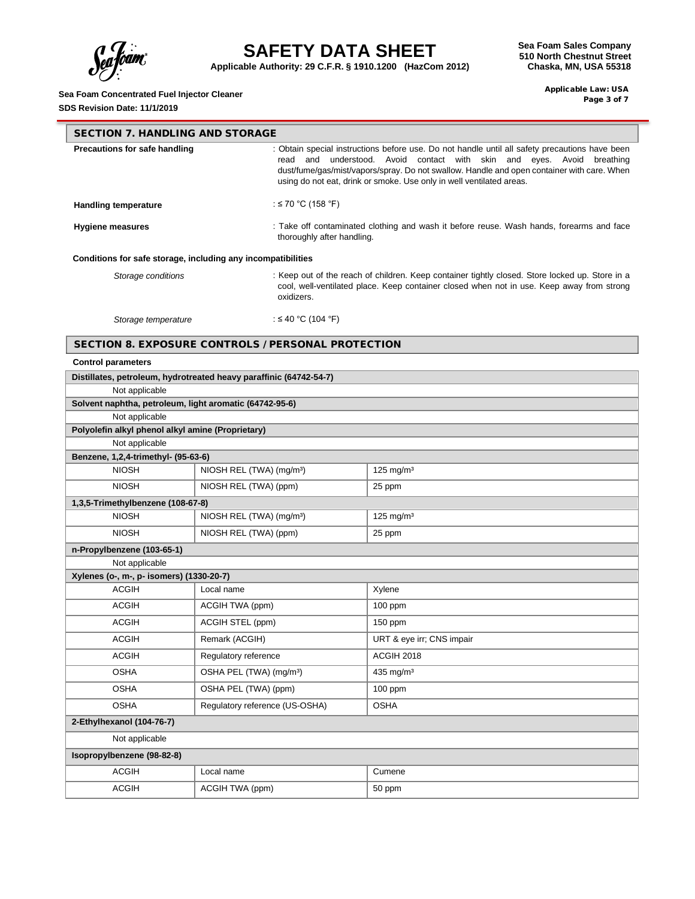## SECTION 7. HANDLING AND STORAGE

**Precautions for safe handling** : Obtain special instructions before use. Do not handle until all safety precautions have been read and understood. Avoid contact with skin and eyes. Avoid breathing dust/fume/gas/mist/vapors/spray. Do not swallow. Handle and open container with care. When using do not eat, drink or smoke. Use only in well ventilated areas.

**Handling temperature** : ≤ 70 °C (158 °F)

**Hygiene measures** : Take off contaminated clothing and wash it before reuse. Wash hands, forearms and face thoroughly after handling.

**Conditions for safe storage, including any incompatibilities**

*Storage conditions* : Keep out of the reach of children. Keep container tightly closed. Store locked up. Store in a cool, well-ventilated place. Keep container closed when not in use. Keep away from strong oxidizers.

*Storage temperature* : ≤ 40 °C (104 °F)

## SECTION 8. EXPOSURE CONTROLS / PERSONAL PROTECTION

**Control parameters**

| **Distillates, petroleum, hydrotreated heavy paraffinic (64742-54-7)** | | |
|---|---|---|
| Not applicable | | |
| **Solvent naphtha, petroleum, light aromatic (64742-95-6)** | | |
| Not applicable | | |
| **Polyolefin alkyl phenol alkyl amine (Proprietary)** | | |
| Not applicable | | |
| **Benzene, 1,2,4-trimethyl- (95-63-6)** | | |
| NIOSH | NIOSH REL (TWA) (mg/m³) | 125 mg/m³ |
| NIOSH | NIOSH REL (TWA) (ppm) | 25 ppm |
| **1,3,5-Trimethylbenzene (108-67-8)** | | |
| NIOSH | NIOSH REL (TWA) (mg/m³) | 125 mg/m³ |
| NIOSH | NIOSH REL (TWA) (ppm) | 25 ppm |
| **n-Propylbenzene (103-65-1)** | | |
| Not applicable | | |
| **Xylenes (o-, m-, p- isomers) (1330-20-7)** | | |
| ACGIH | Local name | Xylene |
| ACGIH | ACGIH TWA (ppm) | 100 ppm |
| ACGIH | ACGIH STEL (ppm) | 150 ppm |
| ACGIH | Remark (ACGIH) | URT & eye irr; CNS impair |
| ACGIH | Regulatory reference | ACGIH 2018 |
| OSHA | OSHA PEL (TWA) (mg/m³) | 435 mg/m³ |
| OSHA | OSHA PEL (TWA) (ppm) | 100 ppm |
| OSHA | Regulatory reference (US-OSHA) | OSHA |
| **2-Ethylhexanol (104-76-7)** | | |
| Not applicable | | |
| **Isopropylbenzene (98-82-8)** | | |
| ACGIH | Local name | Cumene |
| ACGIH | ACGIH TWA (ppm) | 50 ppm |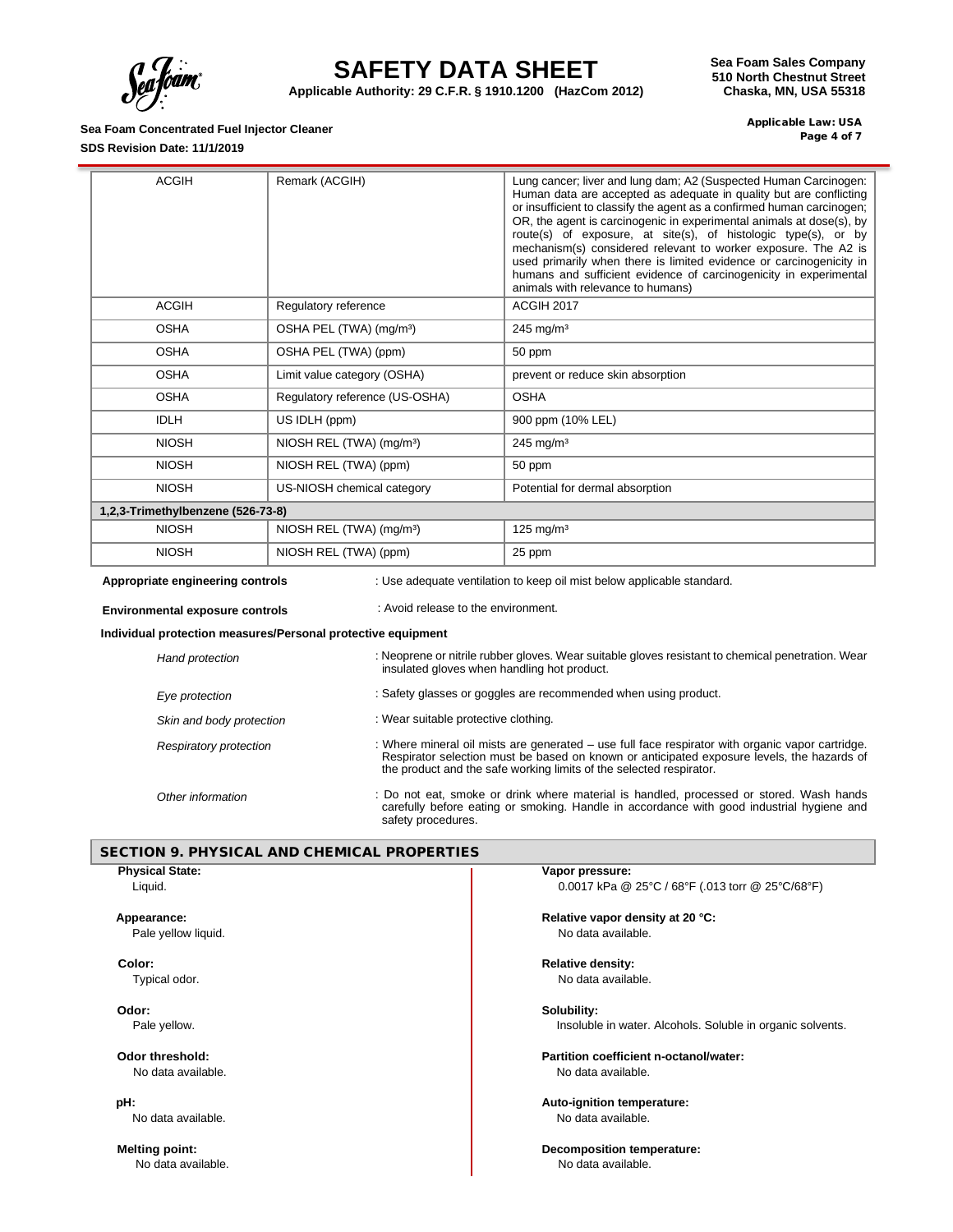| | | |
|---|---|---|
| ACGIH | Remark (ACGIH) | Lung cancer; liver and lung dam; A2 (Suspected Human Carcinogen: Human data are accepted as adequate in quality but are conflicting or insufficient to classify the agent as a confirmed human carcinogen; OR, the agent is carcinogenic in experimental animals at dose(s), by route(s) of exposure, at site(s), of histologic type(s), or by mechanism(s) considered relevant to worker exposure. The A2 is used primarily when there is limited evidence or carcinogenicity in humans and sufficient evidence of carcinogenicity in experimental animals with relevance to humans) |
| ACGIH | Regulatory reference | ACGIH 2017 |
| OSHA | OSHA PEL (TWA) (mg/m³) | 245 mg/m³ |
| OSHA | OSHA PEL (TWA) (ppm) | 50 ppm |
| OSHA | Limit value category (OSHA) | prevent or reduce skin absorption |
| OSHA | Regulatory reference (US-OSHA) | OSHA |
| IDLH | US IDLH (ppm) | 900 ppm (10% LEL) |
| NIOSH | NIOSH REL (TWA) (mg/m³) | 245 mg/m³ |
| NIOSH | NIOSH REL (TWA) (ppm) | 50 ppm |
| NIOSH | US-NIOSH chemical category | Potential for dermal absorption |
| **1,2,3-Trimethylbenzene (526-73-8)** | | |
| NIOSH | NIOSH REL (TWA) (mg/m³) | 125 mg/m³ |
| NIOSH | NIOSH REL (TWA) (ppm) | 25 ppm |

**Appropriate engineering controls** : Use adequate ventilation to keep oil mist below applicable standard.

**Environmental exposure controls** : Avoid release to the environment.

**Individual protection measures/Personal protective equipment**

*Hand protection* : Neoprene or nitrile rubber gloves. Wear suitable gloves resistant to chemical penetration. Wear insulated gloves when handling hot product.

*Eye protection* : Safety glasses or goggles are recommended when using product.

*Skin and body protection* : Wear suitable protective clothing.

*Respiratory protection* : Where mineral oil mists are generated – use full face respirator with organic vapor cartridge. Respirator selection must be based on known or anticipated exposure levels, the hazards of the product and the safe working limits of the selected respirator.

*Other information* : Do not eat, smoke or drink where material is handled, processed or stored. Wash hands carefully before eating or smoking. Handle in accordance with good industrial hygiene and safety procedures.

## SECTION 9. PHYSICAL AND CHEMICAL PROPERTIES

**Physical State:**
Liquid.

**Appearance:**
Pale yellow liquid.

**Color:**
Typical odor.

**Odor:**
Pale yellow.

**Odor threshold:**
No data available.

**pH:**
No data available.

**Melting point:**
No data available.

**Vapor pressure:**
0.0017 kPa @ 25°C / 68°F (.013 torr @ 25°C/68°F)

**Relative vapor density at 20 °C:**
No data available.

**Relative density:**
No data available.

**Solubility:**
Insoluble in water. Alcohols. Soluble in organic solvents.

**Partition coefficient n-octanol/water:**
No data available.

**Auto-ignition temperature:**
No data available.

**Decomposition temperature:**
No data available.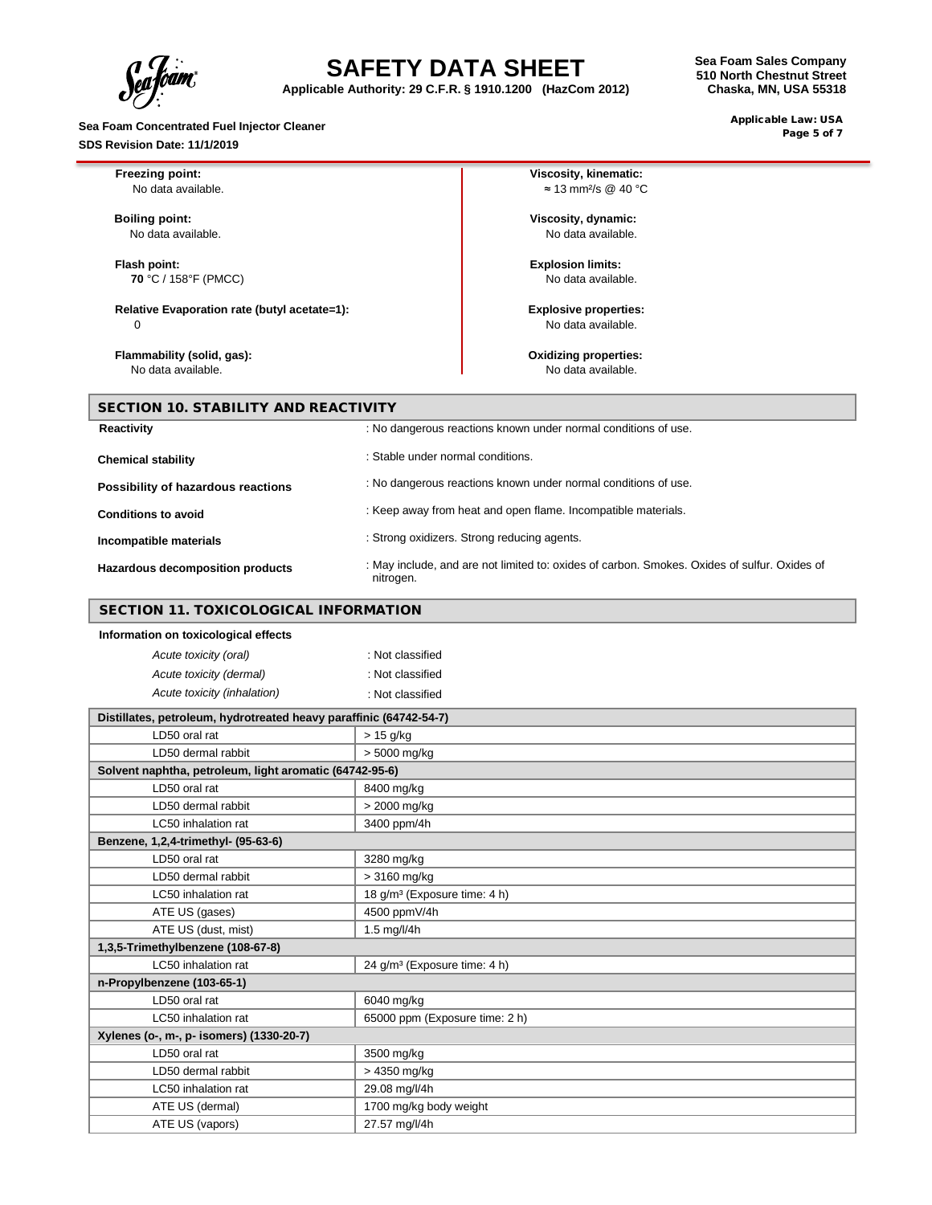**Freezing point:**
No data available.

**Boiling point:**
No data available.

**Flash point:**
**70** °C / 158°F (PMCC)

**Relative Evaporation rate (butyl acetate=1):**
0

**Flammability (solid, gas):**
No data available.

**Viscosity, kinematic:**
≈ 13 mm²/s @ 40 °C

**Viscosity, dynamic:**
No data available.

**Explosion limits:**
No data available.

**Explosive properties:**
No data available.

**Oxidizing properties:**
No data available.

## SECTION 10. STABILITY AND REACTIVITY

**Reactivity** : No dangerous reactions known under normal conditions of use.

**Chemical stability** : Stable under normal conditions.

**Possibility of hazardous reactions** : No dangerous reactions known under normal conditions of use.

**Conditions to avoid** : Keep away from heat and open flame. Incompatible materials.

**Incompatible materials** : Strong oxidizers. Strong reducing agents.

**Hazardous decomposition products** : May include, and are not limited to: oxides of carbon. Smokes. Oxides of sulfur. Oxides of nitrogen.

## SECTION 11. TOXICOLOGICAL INFORMATION

**Information on toxicological effects**

*Acute toxicity (oral)* : Not classified

*Acute toxicity (dermal)* : Not classified

*Acute toxicity (inhalation)* : Not classified

| Distillates, petroleum, hydrotreated heavy paraffinic (64742-54-7) | |
|---|---|
| LD50 oral rat | > 15 g/kg |
| LD50 dermal rabbit | > 5000 mg/kg |
| **Solvent naphtha, petroleum, light aromatic (64742-95-6)** | |
| LD50 oral rat | 8400 mg/kg |
| LD50 dermal rabbit | > 2000 mg/kg |
| LC50 inhalation rat | 3400 ppm/4h |
| **Benzene, 1,2,4-trimethyl- (95-63-6)** | |
| LD50 oral rat | 3280 mg/kg |
| LD50 dermal rabbit | > 3160 mg/kg |
| LC50 inhalation rat | 18 g/m³ (Exposure time: 4 h) |
| ATE US (gases) | 4500 ppmV/4h |
| ATE US (dust, mist) | 1.5 mg/l/4h |
| **1,3,5-Trimethylbenzene (108-67-8)** | |
| LC50 inhalation rat | 24 g/m³ (Exposure time: 4 h) |
| **n-Propylbenzene (103-65-1)** | |
| LD50 oral rat | 6040 mg/kg |
| LC50 inhalation rat | 65000 ppm (Exposure time: 2 h) |
| **Xylenes (o-, m-, p- isomers) (1330-20-7)** | |
| LD50 oral rat | 3500 mg/kg |
| LD50 dermal rabbit | > 4350 mg/kg |
| LC50 inhalation rat | 29.08 mg/l/4h |
| ATE US (dermal) | 1700 mg/kg body weight |
| ATE US (vapors) | 27.57 mg/l/4h |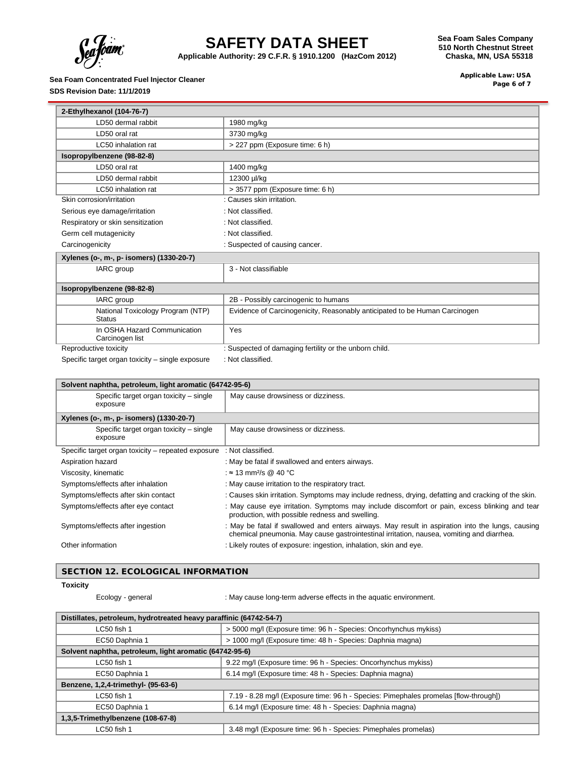| 2-Ethylhexanol (104-76-7) | |
|---|---|
| LD50 dermal rabbit | 1980 mg/kg |
| LD50 oral rat | 3730 mg/kg |
| LC50 inhalation rat | > 227 ppm (Exposure time: 6 h) |
| **Isopropylbenzene (98-82-8)** | |
| LD50 oral rat | 1400 mg/kg |
| LD50 dermal rabbit | 12300 µl/kg |
| LC50 inhalation rat | > 3577 ppm (Exposure time: 6 h) |

Skin corrosion/irritation : Causes skin irritation.

Serious eye damage/irritation : Not classified.

Respiratory or skin sensitization : Not classified.

Germ cell mutagenicity : Not classified.

Carcinogenicity : Suspected of causing cancer.

| Xylenes (o-, m-, p- isomers) (1330-20-7) | |
|---|---|
| IARC group | 3 - Not classifiable |
| **Isopropylbenzene (98-82-8)** | |
| IARC group | 2B - Possibly carcinogenic to humans |
| National Toxicology Program (NTP) Status | Evidence of Carcinogenicity, Reasonably anticipated to be Human Carcinogen |
| In OSHA Hazard Communication Carcinogen list | Yes |

Reproductive toxicity : Suspected of damaging fertility or the unborn child.

Specific target organ toxicity – single exposure : Not classified.

| Solvent naphtha, petroleum, light aromatic (64742-95-6) | |
|---|---|
| Specific target organ toxicity – single exposure | May cause drowsiness or dizziness. |
| **Xylenes (o-, m-, p- isomers) (1330-20-7)** | |
| Specific target organ toxicity – single exposure | May cause drowsiness or dizziness. |

Specific target organ toxicity – repeated exposure : Not classified.

Aspiration hazard : May be fatal if swallowed and enters airways.

Viscosity, kinematic : ≈ 13 mm²/s @ 40 °C

Symptoms/effects after inhalation : May cause irritation to the respiratory tract.

Symptoms/effects after skin contact : Causes skin irritation. Symptoms may include redness, drying, defatting and cracking of the skin.

Symptoms/effects after eye contact : May cause eye irritation. Symptoms may include discomfort or pain, excess blinking and tear production, with possible redness and swelling.

Symptoms/effects after ingestion : May be fatal if swallowed and enters airways. May result in aspiration into the lungs, causing chemical pneumonia. May cause gastrointestinal irritation, nausea, vomiting and diarrhea.

Other information : Likely routes of exposure: ingestion, inhalation, skin and eye.

## SECTION 12. ECOLOGICAL INFORMATION

**Toxicity**

Ecology - general : May cause long-term adverse effects in the aquatic environment.

| Distillates, petroleum, hydrotreated heavy paraffinic (64742-54-7) | |
|---|---|
| LC50 fish 1 | > 5000 mg/l (Exposure time: 96 h - Species: Oncorhynchus mykiss) |
| EC50 Daphnia 1 | > 1000 mg/l (Exposure time: 48 h - Species: Daphnia magna) |
| **Solvent naphtha, petroleum, light aromatic (64742-95-6)** | |
| LC50 fish 1 | 9.22 mg/l (Exposure time: 96 h - Species: Oncorhynchus mykiss) |
| EC50 Daphnia 1 | 6.14 mg/l (Exposure time: 48 h - Species: Daphnia magna) |
| **Benzene, 1,2,4-trimethyl- (95-63-6)** | |
| LC50 fish 1 | 7.19 - 8.28 mg/l (Exposure time: 96 h - Species: Pimephales promelas [flow-through]) |
| EC50 Daphnia 1 | 6.14 mg/l (Exposure time: 48 h - Species: Daphnia magna) |
| **1,3,5-Trimethylbenzene (108-67-8)** | |
| LC50 fish 1 | 3.48 mg/l (Exposure time: 96 h - Species: Pimephales promelas) |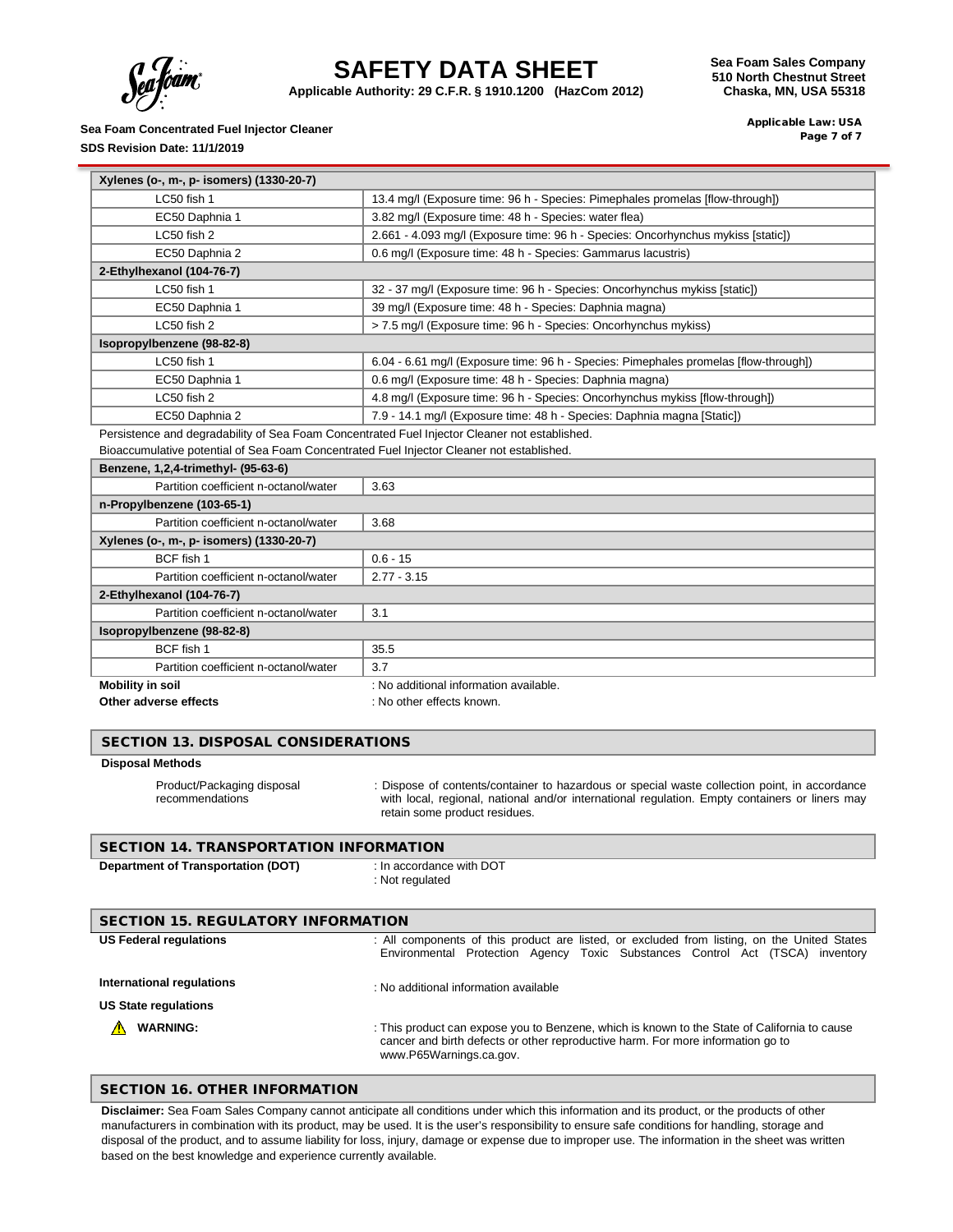| | |
|---|---|
| **Xylenes (o-, m-, p- isomers) (1330-20-7)** | |
| LC50 fish 1 | 13.4 mg/l (Exposure time: 96 h - Species: Pimephales promelas [flow-through]) |
| EC50 Daphnia 1 | 3.82 mg/l (Exposure time: 48 h - Species: water flea) |
| LC50 fish 2 | 2.661 - 4.093 mg/l (Exposure time: 96 h - Species: Oncorhynchus mykiss [static]) |
| EC50 Daphnia 2 | 0.6 mg/l (Exposure time: 48 h - Species: Gammarus lacustris) |
| **2-Ethylhexanol (104-76-7)** | |
| LC50 fish 1 | 32 - 37 mg/l (Exposure time: 96 h - Species: Oncorhynchus mykiss [static]) |
| EC50 Daphnia 1 | 39 mg/l (Exposure time: 48 h - Species: Daphnia magna) |
| LC50 fish 2 | > 7.5 mg/l (Exposure time: 96 h - Species: Oncorhynchus mykiss) |
| **Isopropylbenzene (98-82-8)** | |
| LC50 fish 1 | 6.04 - 6.61 mg/l (Exposure time: 96 h - Species: Pimephales promelas [flow-through]) |
| EC50 Daphnia 1 | 0.6 mg/l (Exposure time: 48 h - Species: Daphnia magna) |
| LC50 fish 2 | 4.8 mg/l (Exposure time: 96 h - Species: Oncorhynchus mykiss [flow-through]) |
| EC50 Daphnia 2 | 7.9 - 14.1 mg/l (Exposure time: 48 h - Species: Daphnia magna [Static]) |

Persistence and degradability of Sea Foam Concentrated Fuel Injector Cleaner not established.

Bioaccumulative potential of Sea Foam Concentrated Fuel Injector Cleaner not established.

| | |
|---|---|
| **Benzene, 1,2,4-trimethyl- (95-63-6)** | |
| Partition coefficient n-octanol/water | 3.63 |
| **n-Propylbenzene (103-65-1)** | |
| Partition coefficient n-octanol/water | 3.68 |
| **Xylenes (o-, m-, p- isomers) (1330-20-7)** | |
| BCF fish 1 | 0.6 - 15 |
| Partition coefficient n-octanol/water | 2.77 - 3.15 |
| **2-Ethylhexanol (104-76-7)** | |
| Partition coefficient n-octanol/water | 3.1 |
| **Isopropylbenzene (98-82-8)** | |
| BCF fish 1 | 35.5 |
| Partition coefficient n-octanol/water | 3.7 |

**Mobility in soil** : No additional information available.

**Other adverse effects** : No other effects known.

## SECTION 13. DISPOSAL CONSIDERATIONS

**Disposal Methods**

Product/Packaging disposal recommendations : Dispose of contents/container to hazardous or special waste collection point, in accordance with local, regional, national and/or international regulation. Empty containers or liners may retain some product residues.

## SECTION 14. TRANSPORTATION INFORMATION

**Department of Transportation (DOT)** : In accordance with DOT

: Not regulated

## SECTION 15. REGULATORY INFORMATION

**US Federal regulations** : All components of this product are listed, or excluded from listing, on the United States Environmental Protection Agency Toxic Substances Control Act (TSCA) inventory

**International regulations** : No additional information available

**US State regulations**

**WARNING:** : This product can expose you to Benzene, which is known to the State of California to cause cancer and birth defects or other reproductive harm. For more information go to www.P65Warnings.ca.gov.

## SECTION 16. OTHER INFORMATION

**Disclaimer:** Sea Foam Sales Company cannot anticipate all conditions under which this information and its product, or the products of other manufacturers in combination with its product, may be used. It is the user's responsibility to ensure safe conditions for handling, storage and disposal of the product, and to assume liability for loss, injury, damage or expense due to improper use. The information in the sheet was written based on the best knowledge and experience currently available.